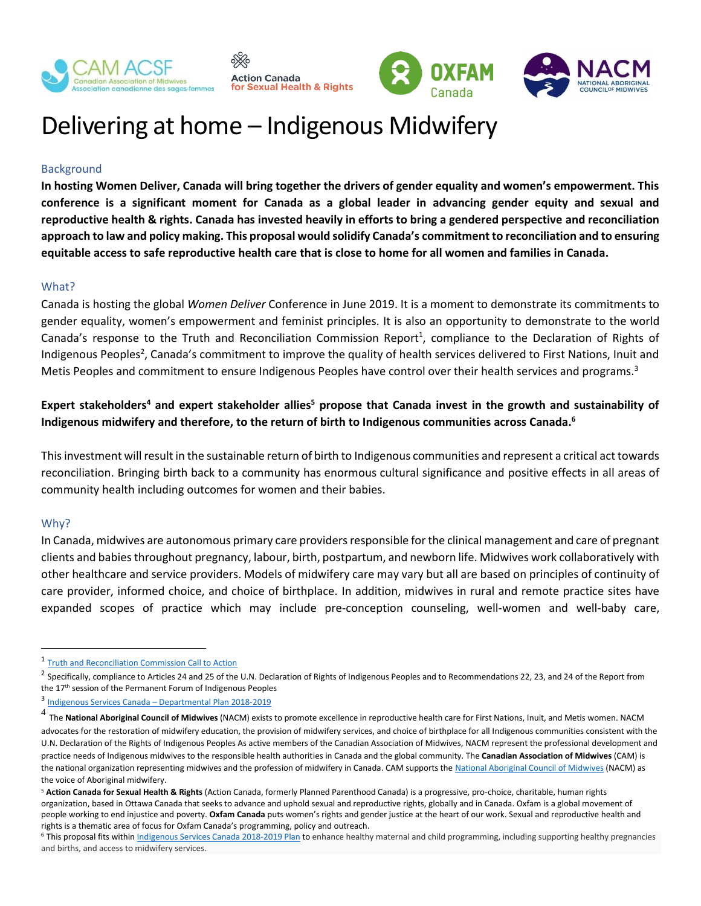# Delivering at home – Indigenous Midwifery

## Background

**In hosting Women Deliver, Canada will bring together the drivers of gender equality and women's empowerment. This conference is a significant moment for Canada as a global leader in advancing gender equity and sexual and reproductive health & rights. Canada has invested heavily in efforts to bring a gendered perspective and reconciliation approach to law and policy making. This proposal would solidify Canada's commitment to reconciliation and to ensuring equitable access to safe reproductive health care that is close to home for all women and families in Canada.**

## What?

Canada is hosting the global *Women Deliver* Conference in June 2019. It is a moment to demonstrate its commitments to gender equality, women's empowerment and feminist principles. It is also an opportunity to demonstrate to the world Canada's response to the Truth and Reconciliation Commission Report[1], compliance to the Declaration of Rights of Indigenous Peoples[2], Canada's commitment to improve the quality of health services delivered to First Nations, Inuit and Metis Peoples and commitment to ensure Indigenous Peoples have control over their health services and programs.[3]

**Expert stakeholders[4] and expert stakeholder allies[5] propose that Canada invest in the growth and sustainability of Indigenous midwifery and therefore, to the return of birth to Indigenous communities across Canada.[6]**

This investment will result in the sustainable return of birth to Indigenous communities and represent a critical act towards reconciliation. Bringing birth back to a community has enormous cultural significance and positive effects in all areas of community health including outcomes for women and their babies.

## Why?

In Canada, midwives are autonomous primary care providers responsible for the clinical management and care of pregnant clients and babies throughout pregnancy, labour, birth, postpartum, and newborn life. Midwives work collaboratively with other healthcare and service providers. Models of midwifery care may vary but all are based on principles of continuity of care provider, informed choice, and choice of birthplace. In addition, midwives in rural and remote practice sites have expanded scopes of practice which may include pre-conception counseling, well-women and well-baby care,

---

[1] Truth and Reconciliation Commission Call to Action

[2] Specifically, compliance to Articles 24 and 25 of the U.N. Declaration of Rights of Indigenous Peoples and to Recommendations 22, 23, and 24 of the Report from the 17th session of the Permanent Forum of Indigenous Peoples

[3] Indigenous Services Canada – Departmental Plan 2018-2019

[4] The **National Aboriginal Council of Midwives** (NACM) exists to promote excellence in reproductive health care for First Nations, Inuit, and Metis women. NACM advocates for the restoration of midwifery education, the provision of midwifery services, and choice of birthplace for all Indigenous communities consistent with the U.N. Declaration of the Rights of Indigenous Peoples As active members of the Canadian Association of Midwives, NACM represent the professional development and practice needs of Indigenous midwives to the responsible health authorities in Canada and the global community. The **Canadian Association of Midwives** (CAM) is the national organization representing midwives and the profession of midwifery in Canada. CAM supports the National Aboriginal Council of Midwives (NACM) as the voice of Aboriginal midwifery.

[5] **Action Canada for Sexual Health & Rights** (Action Canada, formerly Planned Parenthood Canada) is a progressive, pro-choice, charitable, human rights organization, based in Ottawa Canada that seeks to advance and uphold sexual and reproductive rights, globally and in Canada. Oxfam is a global movement of people working to end injustice and poverty. **Oxfam Canada** puts women's rights and gender justice at the heart of our work. Sexual and reproductive health and rights is a thematic area of focus for Oxfam Canada's programming, policy and outreach.

[6] This proposal fits within Indigenous Services Canada 2018-2019 Plan to enhance healthy maternal and child programming, including supporting healthy pregnancies and births, and access to midwifery services.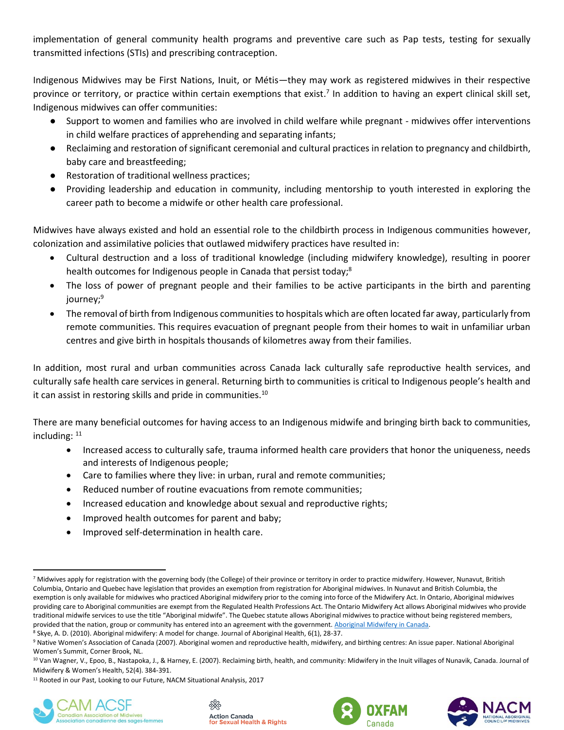implementation of general community health programs and preventive care such as Pap tests, testing for sexually transmitted infections (STIs) and prescribing contraception.

Indigenous Midwives may be First Nations, Inuit, or Métis—they may work as registered midwives in their respective province or territory, or practice within certain exemptions that exist.[7] In addition to having an expert clinical skill set, Indigenous midwives can offer communities:

- Support to women and families who are involved in child welfare while pregnant - midwives offer interventions in child welfare practices of apprehending and separating infants;
- Reclaiming and restoration of significant ceremonial and cultural practices in relation to pregnancy and childbirth, baby care and breastfeeding;
- Restoration of traditional wellness practices;
- Providing leadership and education in community, including mentorship to youth interested in exploring the career path to become a midwife or other health care professional.

Midwives have always existed and hold an essential role to the childbirth process in Indigenous communities however, colonization and assimilative policies that outlawed midwifery practices have resulted in:

- Cultural destruction and a loss of traditional knowledge (including midwifery knowledge), resulting in poorer health outcomes for Indigenous people in Canada that persist today;[8]
- The loss of power of pregnant people and their families to be active participants in the birth and parenting journey;[9]
- The removal of birth from Indigenous communities to hospitals which are often located far away, particularly from remote communities. This requires evacuation of pregnant people from their homes to wait in unfamiliar urban centres and give birth in hospitals thousands of kilometres away from their families.

In addition, most rural and urban communities across Canada lack culturally safe reproductive health services, and culturally safe health care services in general. Returning birth to communities is critical to Indigenous people's health and it can assist in restoring skills and pride in communities.[10]

There are many beneficial outcomes for having access to an Indigenous midwife and bringing birth back to communities, including: [11]

- Increased access to culturally safe, trauma informed health care providers that honor the uniqueness, needs and interests of Indigenous people;
- Care to families where they live: in urban, rural and remote communities;
- Reduced number of routine evacuations from remote communities;
- Increased education and knowledge about sexual and reproductive rights;
- Improved health outcomes for parent and baby;
- Improved self-determination in health care.

---

[7] Midwives apply for registration with the governing body (the College) of their province or territory in order to practice midwifery. However, Nunavut, British Columbia, Ontario and Quebec have legislation that provides an exemption from registration for Aboriginal midwives. In Nunavut and British Columbia, the exemption is only available for midwives who practiced Aboriginal midwifery prior to the coming into force of the Midwifery Act. In Ontario, Aboriginal midwives providing care to Aboriginal communities are exempt from the Regulated Health Professions Act. The Ontario Midwifery Act allows Aboriginal midwives who provide traditional midwife services to use the title "Aboriginal midwife". The Quebec statute allows Aboriginal midwives to practice without being registered members, provided that the nation, group or community has entered into an agreement with the government. Aboriginal Midwifery in Canada.

[8] Skye, A. D. (2010). Aboriginal midwifery: A model for change. Journal of Aboriginal Health, 6(1), 28-37.

[9] Native Women's Association of Canada (2007). Aboriginal women and reproductive health, midwifery, and birthing centres: An issue paper. National Aboriginal Women's Summit, Corner Brook, NL.

[10] Van Wagner, V., Epoo, B., Nastapoka, J., & Harney, E. (2007). Reclaiming birth, health, and community: Midwifery in the Inuit villages of Nunavik, Canada. Journal of Midwifery & Women's Health, 52(4). 384-391.

[11] Rooted in our Past, Looking to our Future, NACM Situational Analysis, 2017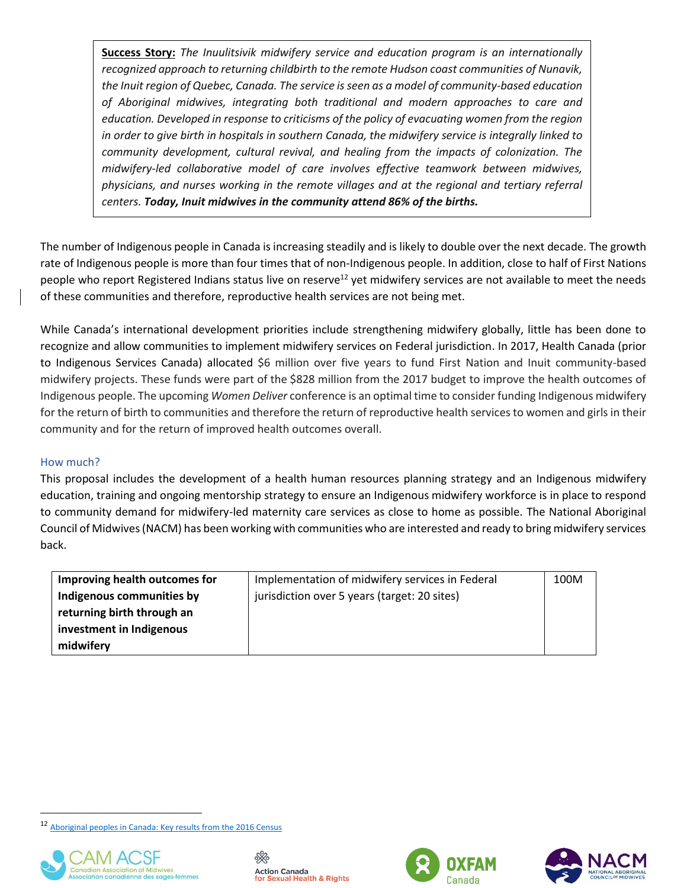**Success Story:** *The Inuulitsivik midwifery service and education program is an internationally recognized approach to returning childbirth to the remote Hudson coast communities of Nunavik, the Inuit region of Quebec, Canada. The service is seen as a model of community-based education of Aboriginal midwives, integrating both traditional and modern approaches to care and education. Developed in response to criticisms of the policy of evacuating women from the region in order to give birth in hospitals in southern Canada, the midwifery service is integrally linked to community development, cultural revival, and healing from the impacts of colonization. The midwifery-led collaborative model of care involves effective teamwork between midwives, physicians, and nurses working in the remote villages and at the regional and tertiary referral centers.* ***Today, Inuit midwives in the community attend 86% of the births.***

The number of Indigenous people in Canada is increasing steadily and is likely to double over the next decade. The growth rate of Indigenous people is more than four times that of non-Indigenous people. In addition, close to half of First Nations people who report Registered Indians status live on reserve[12] yet midwifery services are not available to meet the needs of these communities and therefore, reproductive health services are not being met.

While Canada's international development priorities include strengthening midwifery globally, little has been done to recognize and allow communities to implement midwifery services on Federal jurisdiction. In 2017, Health Canada (prior to Indigenous Services Canada) allocated $6 million over five years to fund First Nation and Inuit community-based midwifery projects. These funds were part of the $828 million from the 2017 budget to improve the health outcomes of Indigenous people. The upcoming *Women Deliver* conference is an optimal time to consider funding Indigenous midwifery for the return of birth to communities and therefore the return of reproductive health services to women and girls in their community and for the return of improved health outcomes overall.

## How much?

This proposal includes the development of a health human resources planning strategy and an Indigenous midwifery education, training and ongoing mentorship strategy to ensure an Indigenous midwifery workforce is in place to respond to community demand for midwifery-led maternity care services as close to home as possible. The National Aboriginal Council of Midwives (NACM) has been working with communities who are interested and ready to bring midwifery services back.

| | | |
|---|---|---|
| **Improving health outcomes for Indigenous communities by returning birth through an investment in Indigenous midwifery** | Implementation of midwifery services in Federal jurisdiction over 5 years (target: 20 sites) | 100M |

[12] Aboriginal peoples in Canada: Key results from the 2016 Census